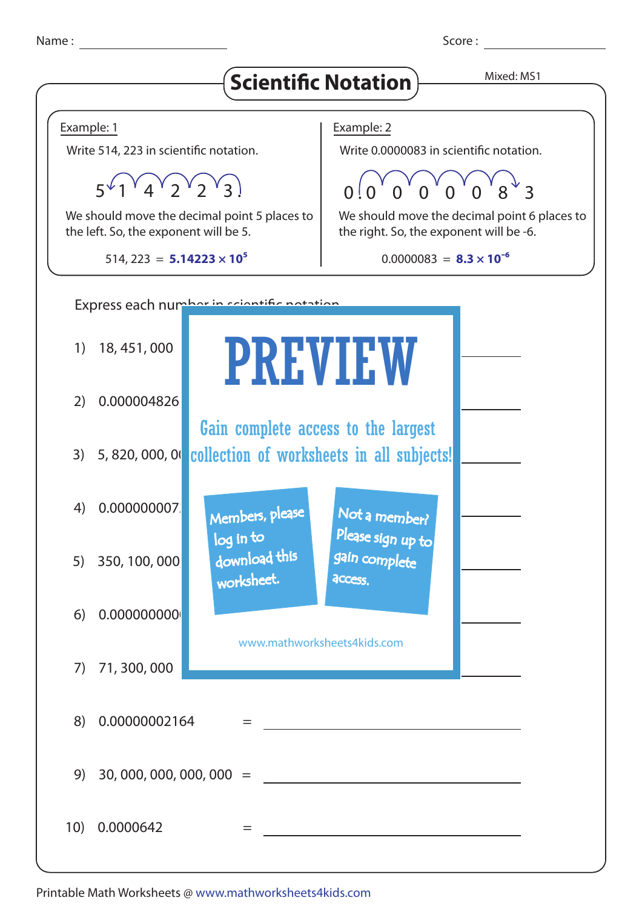Name : ______________ Score : ______________

# Scientific Notation

Mixed: MS1

**Example: 1**

Write 514, 223 in scientific notation.

5 1 4 2 2 3

We should move the decimal point 5 places to the left. So, the exponent will be 5.

514, 223 = $\mathbf{5.14223 \times 10^5}$

**Example: 2**

Write 0.0000083 in scientific notation.

0.0 0 0 0 0 0 8 3

We should move the decimal point 6 places to the right. So, the exponent will be -6.

0.0000083 = $\mathbf{8.3 \times 10^{-6}}$

Express each number in scientific notation.

1) 18, 451, 000 = ______________

2) 0.000004826 = ______________

3) 5, 820, 000, 0 = ______________

4) 0.000000007 = ______________

5) 350, 100, 000 = ______________

6) 0.000000000 = ______________

7) 71, 300, 000 = ______________

8) 0.00000002164 = ______________

9) 30, 000, 000, 000, 000 = ______________

10) 0.0000642 = ______________

PREVIEW

Gain complete access to the largest collection of worksheets in all subjects!

Members, please log in to download this worksheet.

Not a member? Please sign up to gain complete access.

www.mathworksheets4kids.com

Printable Math Worksheets @ www.mathworksheets4kids.com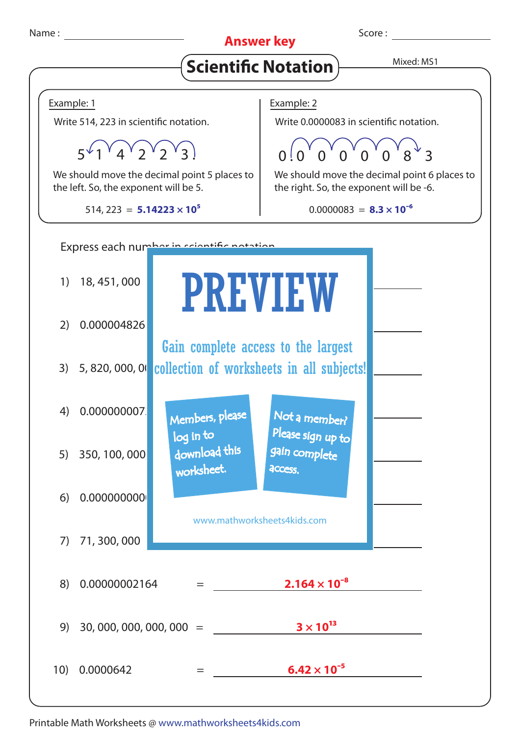Name : ____________ **Answer key** Score : ____________

# Scientific Notation

Mixed: MS1

**Example: 1**

Write 514, 223 in scientific notation.

5 1 4 2 2 3

We should move the decimal point 5 places to the left. So, the exponent will be 5.

514, 223 = $\mathbf{5.14223 \times 10^{5}}$

**Example: 2**

Write 0.0000083 in scientific notation.

0 . 0 0 0 0 0 8 3

We should move the decimal point 6 places to the right. So, the exponent will be -6.

0.0000083 = $\mathbf{8.3 \times 10^{-6}}$

Express each number in scientific notation.

1) 18, 451, 000

2) 0.000004826

3) 5, 820, 000, 0

4) 0.000000007

5) 350, 100, 000

6) 0.000000000

7) 71, 300, 000

PREVIEW

Gain complete access to the largest collection of worksheets in all subjects!

Members, please log in to download this worksheet.

Not a member? Please sign up to gain complete access.

www.mathworksheets4kids.com

8) 0.00000002164 = $\mathbf{2.164 \times 10^{-8}}$

9) 30, 000, 000, 000, 000 = $\mathbf{3 \times 10^{13}}$

10) 0.0000642 = $\mathbf{6.42 \times 10^{-5}}$

Printable Math Worksheets @ www.mathworksheets4kids.com